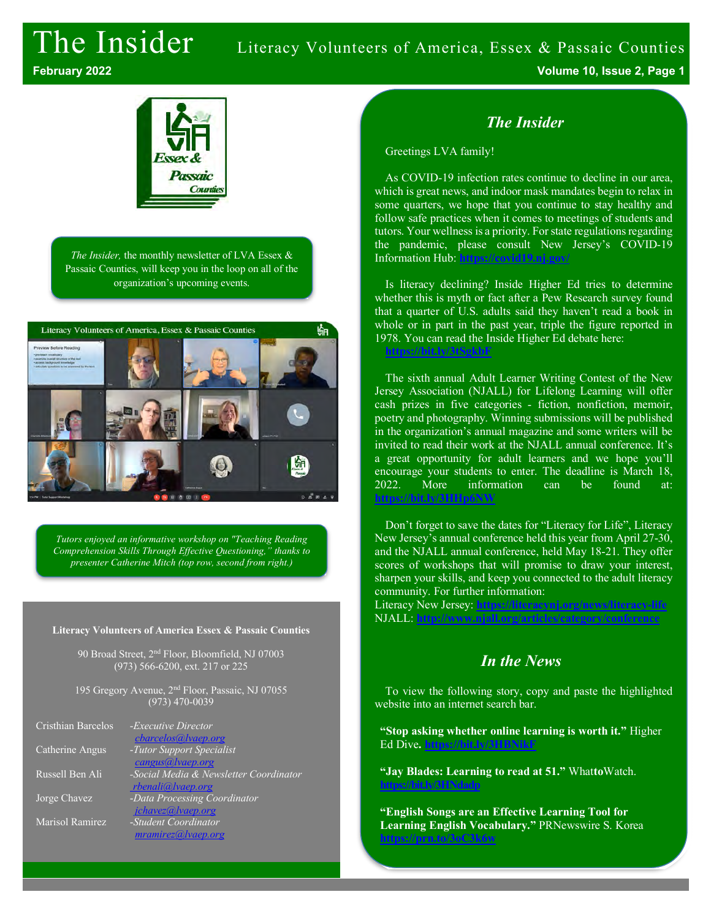# The Insider

Literacy Volunteers of America, Essex & Passaic Counties

February 2022

*The Insider,* the monthly newsletter of LVA Essex & Passaic Counties, will keep you in the loop on all of the organization's upcoming events.

*Tutors enjoyed an informative workshop on "Teaching Reading Comprehension Skills Through Effective Questioning," thanks to presenter Catherine Mitch (top row, second from right.)*

**Literacy Volunteers of America Essex & Passaic Counties**

90 Broad Street, 2nd Floor, Bloomfield, NJ 07003
(973) 566-6200, ext. 217 or 225

195 Gregory Avenue, 2nd Floor, Passaic, NJ 07055
(973) 470-0039

| | |
|---|---|
| Cristhian Barcelos | -*Executive Director* cbarcelos@lvaep.org |
| Catherine Angus | -*Tutor Support Specialist* cangus@lvaep.org |
| Russell Ben Ali | -*Social Media & Newsletter Coordinator* rbenali@lvaep.org |
| Jorge Chavez | -*Data Processing Coordinator* jchavez@lvaep.org |
| Marisol Ramirez | -*Student Coordinator* mramirez@lvaep.org |

## *The Insider*

Greetings LVA family!

As COVID-19 infection rates continue to decline in our area, which is great news, and indoor mask mandates begin to relax in some quarters, we hope that you continue to stay healthy and follow safe practices when it comes to meetings of students and tutors. Your wellness is a priority. For state regulations regarding the pandemic, please consult New Jersey's COVID-19 Information Hub: https://covid19.nj.gov/

Is literacy declining? Inside Higher Ed tries to determine whether this is myth or fact after a Pew Research survey found that a quarter of U.S. adults said they haven't read a book in whole or in part in the past year, triple the figure reported in 1978. You can read the Inside Higher Ed debate here: https://bit.ly/3tSgkbF

The sixth annual Adult Learner Writing Contest of the New Jersey Association (NJALL) for Lifelong Learning will offer cash prizes in five categories - fiction, nonfiction, memoir, poetry and photography. Winning submissions will be published in the organization's annual magazine and some writers will be invited to read their work at the NJALL annual conference. It's a great opportunity for adult learners and we hope you'll encourage your students to enter. The deadline is March 18, 2022. More information can be found at: https://bit.ly/3HHp6NW

Don't forget to save the dates for "Literacy for Life", Literacy New Jersey's annual conference held this year from April 27-30, and the NJALL annual conference, held May 18-21. They offer scores of workshops that will promise to draw your interest, sharpen your skills, and keep you connected to the adult literacy community. For further information:
Literacy New Jersey: https://literacynj.org/news/literacy-life
NJALL: http://www.njall.org/articles/category/conference

## *In the News*

To view the following story, copy and paste the highlighted website into an internet search bar.

**"Stop asking whether online learning is worth it."** Higher Ed Dive**.** https://bit.ly/3HBNikF

**"Jay Blades: Learning to read at 51."** Whatt**o**Watch. https://bit.ly/3HNdadp

**"English Songs are an Effective Learning Tool for Learning English Vocabulary."** PRNewswire S. Korea https://prn.to/3oC3k6w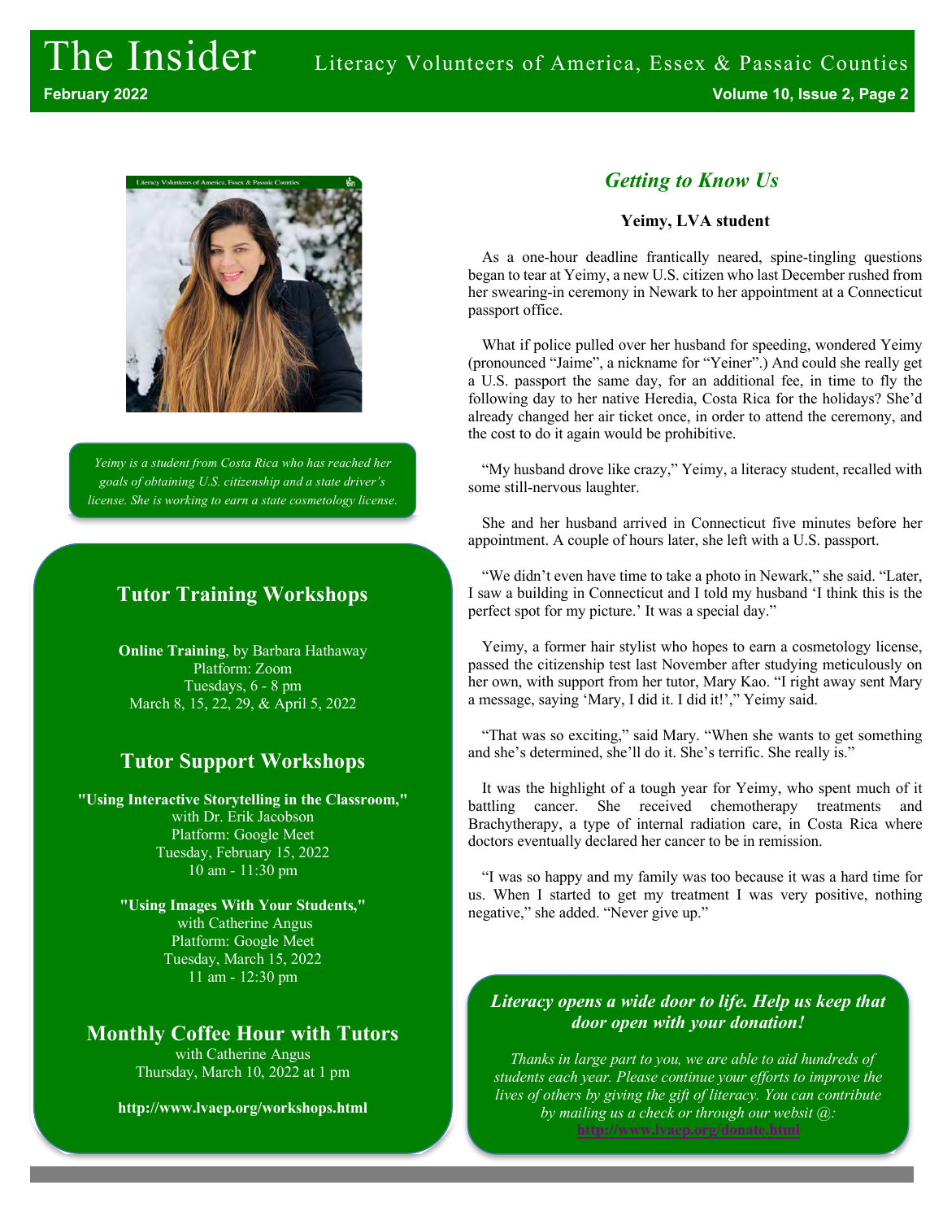*Yeimy is a student from Costa Rica who has reached her goals of obtaining U.S. citizenship and a state driver's license. She is working to earn a state cosmetology license.*

## Tutor Training Workshops

**Online Training**, by Barbara Hathaway
Platform: Zoom
Tuesdays, 6 - 8 pm
March 8, 15, 22, 29, & April 5, 2022

## Tutor Support Workshops

**"Using Interactive Storytelling in the Classroom,"**
with Dr. Erik Jacobson
Platform: Google Meet
Tuesday, February 15, 2022
10 am - 11:30 pm

**"Using Images With Your Students,"**
with Catherine Angus
Platform: Google Meet
Tuesday, March 15, 2022
11 am - 12:30 pm

## Monthly Coffee Hour with Tutors

with Catherine Angus
Thursday, March 10, 2022 at 1 pm

**http://www.lvaep.org/workshops.html**

## *Getting to Know Us*

**Yeimy, LVA student**

As a one-hour deadline frantically neared, spine-tingling questions began to tear at Yeimy, a new U.S. citizen who last December rushed from her swearing-in ceremony in Newark to her appointment at a Connecticut passport office.

What if police pulled over her husband for speeding, wondered Yeimy (pronounced "Jaime", a nickname for "Yeiner".) And could she really get a U.S. passport the same day, for an additional fee, in time to fly the following day to her native Heredia, Costa Rica for the holidays? She'd already changed her air ticket once, in order to attend the ceremony, and the cost to do it again would be prohibitive.

"My husband drove like crazy," Yeimy, a literacy student, recalled with some still-nervous laughter.

She and her husband arrived in Connecticut five minutes before her appointment. A couple of hours later, she left with a U.S. passport.

"We didn't even have time to take a photo in Newark," she said. "Later, I saw a building in Connecticut and I told my husband 'I think this is the perfect spot for my picture.' It was a special day."

Yeimy, a former hair stylist who hopes to earn a cosmetology license, passed the citizenship test last November after studying meticulously on her own, with support from her tutor, Mary Kao. "I right away sent Mary a message, saying 'Mary, I did it. I did it!'," Yeimy said.

"That was so exciting," said Mary. "When she wants to get something and she's determined, she'll do it. She's terrific. She really is."

It was the highlight of a tough year for Yeimy, who spent much of it battling cancer. She received chemotherapy treatments and Brachytherapy, a type of internal radiation care, in Costa Rica where doctors eventually declared her cancer to be in remission.

"I was so happy and my family was too because it was a hard time for us. When I started to get my treatment I was very positive, nothing negative," she added. "Never give up."

***Literacy opens a wide door to life. Help us keep that door open with your donation!***

*Thanks in large part to you, we are able to aid hundreds of students each year. Please continue your efforts to improve the lives of others by giving the gift of literacy. You can contribute by mailing us a check or through our websit @:*
**http://www.lvaep.org/donate.html**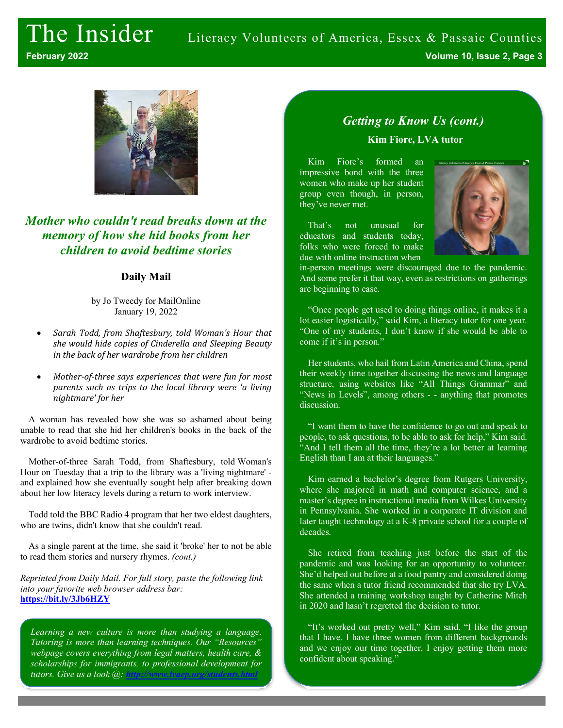## *Mother who couldn't read breaks down at the memory of how she hid books from her children to avoid bedtime stories*

### Daily Mail

by Jo Tweedy for MailOnline
January 19, 2022

- *Sarah Todd, from Shaftesbury, told Woman's Hour that she would hide copies of Cinderella and Sleeping Beauty in the back of her wardrobe from her children*
- *Mother-of-three says experiences that were fun for most parents such as trips to the local library were 'a living nightmare' for her*

A woman has revealed how she was so ashamed about being unable to read that she hid her children's books in the back of the wardrobe to avoid bedtime stories.

Mother-of-three Sarah Todd, from Shaftesbury, told Woman's Hour on Tuesday that a trip to the library was a 'living nightmare' - and explained how she eventually sought help after breaking down about her low literacy levels during a return to work interview.

Todd told the BBC Radio 4 program that her two eldest daughters, who are twins, didn't know that she couldn't read.

As a single parent at the time, she said it 'broke' her to not be able to read them stories and nursery rhymes. *(cont.)*

*Reprinted from Daily Mail. For full story, paste the following link into your favorite web browser address bar:*
**https://bit.ly/3Jb6HZY**

*Learning a new culture is more than studying a language. Tutoring is more than learning techniques. Our "Resources" webpage covers everything from legal matters, health care, & scholarships for immigrants, to professional development for tutors. Give us a look @: **http://www.lvaep.org/students.html***

## *Getting to Know Us (cont.)*

### Kim Fiore, LVA tutor

Kim Fiore's formed an impressive bond with the three women who make up her student group even though, in person, they've never met.

That's not unusual for educators and students today, folks who were forced to make due with online instruction when in-person meetings were discouraged due to the pandemic. And some prefer it that way, even as restrictions on gatherings are beginning to ease.

"Once people get used to doing things online, it makes it a lot easier logistically," said Kim, a literacy tutor for one year. "One of my students, I don't know if she would be able to come if it's in person."

Her students, who hail from Latin America and China, spend their weekly time together discussing the news and language structure, using websites like "All Things Grammar" and "News in Levels", among others - - anything that promotes discussion.

"I want them to have the confidence to go out and speak to people, to ask questions, to be able to ask for help," Kim said. "And I tell them all the time, they're a lot better at learning English than I am at their languages."

Kim earned a bachelor's degree from Rutgers University, where she majored in math and computer science, and a master's degree in instructional media from Wilkes University in Pennsylvania. She worked in a corporate IT division and later taught technology at a K-8 private school for a couple of decades.

She retired from teaching just before the start of the pandemic and was looking for an opportunity to volunteer. She'd helped out before at a food pantry and considered doing the same when a tutor friend recommended that she try LVA. She attended a training workshop taught by Catherine Mitch in 2020 and hasn't regretted the decision to tutor.

"It's worked out pretty well," Kim said. "I like the group that I have. I have three women from different backgrounds and we enjoy our time together. I enjoy getting them more confident about speaking."